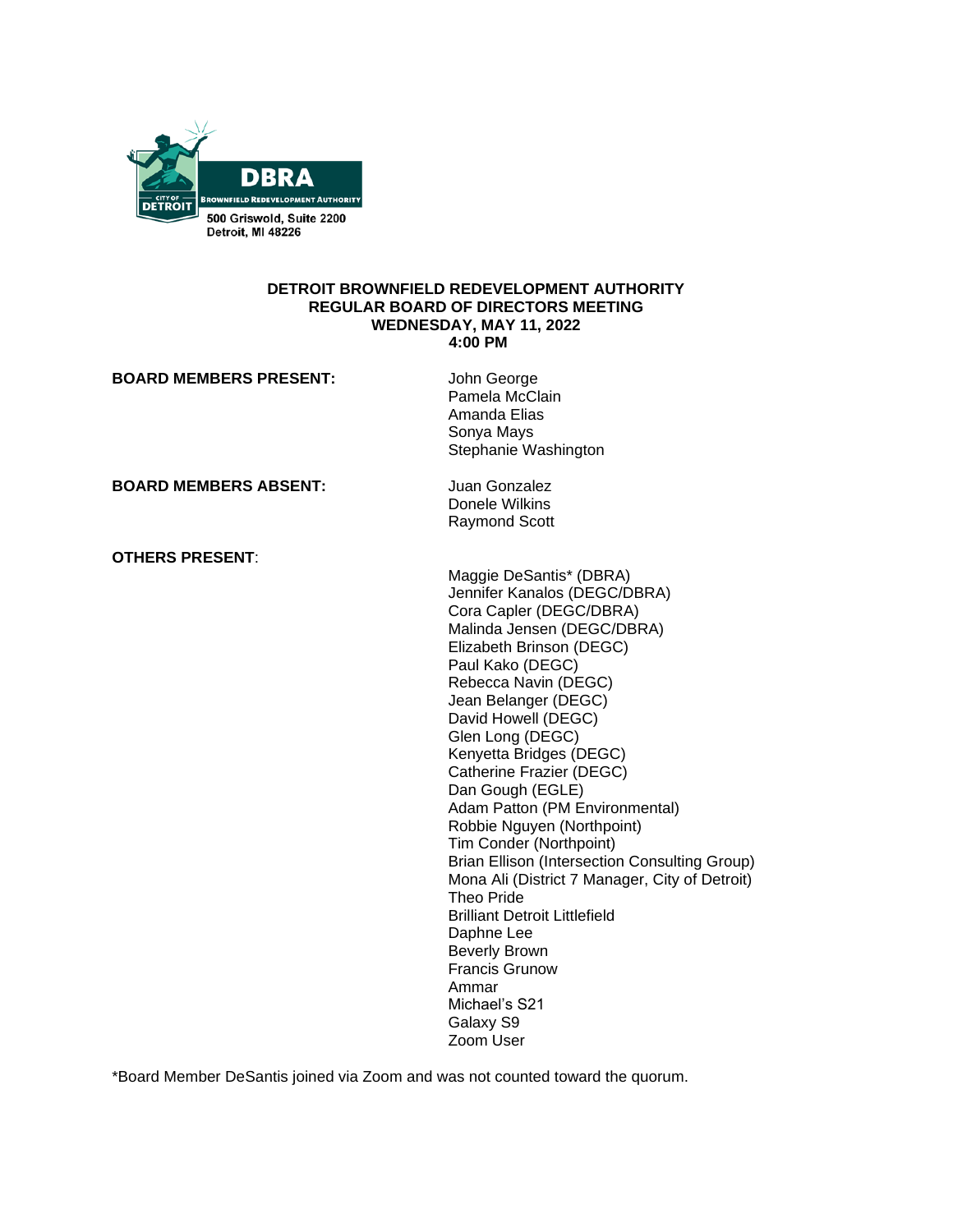DBRA

BROWNFIELD REDEVELOPMENT AUTHORITY

CITY OF DETROIT

500 Griswold, Suite 2200
Detroit, MI 48226

**DETROIT BROWNFIELD REDEVELOPMENT AUTHORITY**
**REGULAR BOARD OF DIRECTORS MEETING**
**WEDNESDAY, MAY 11, 2022**
**4:00 PM**

**BOARD MEMBERS PRESENT:**

John George
Pamela McClain
Amanda Elias
Sonya Mays
Stephanie Washington

**BOARD MEMBERS ABSENT:**

Juan Gonzalez
Donele Wilkins
Raymond Scott

**OTHERS PRESENT**:

Maggie DeSantis* (DBRA)
Jennifer Kanalos (DEGC/DBRA)
Cora Capler (DEGC/DBRA)
Malinda Jensen (DEGC/DBRA)
Elizabeth Brinson (DEGC)
Paul Kako (DEGC)
Rebecca Navin (DEGC)
Jean Belanger (DEGC)
David Howell (DEGC)
Glen Long (DEGC)
Kenyetta Bridges (DEGC)
Catherine Frazier (DEGC)
Dan Gough (EGLE)
Adam Patton (PM Environmental)
Robbie Nguyen (Northpoint)
Tim Conder (Northpoint)
Brian Ellison (Intersection Consulting Group)
Mona Ali (District 7 Manager, City of Detroit)
Theo Pride
Brilliant Detroit Littlefield
Daphne Lee
Beverly Brown
Francis Grunow
Ammar
Michael's S21
Galaxy S9
Zoom User

*Board Member DeSantis joined via Zoom and was not counted toward the quorum.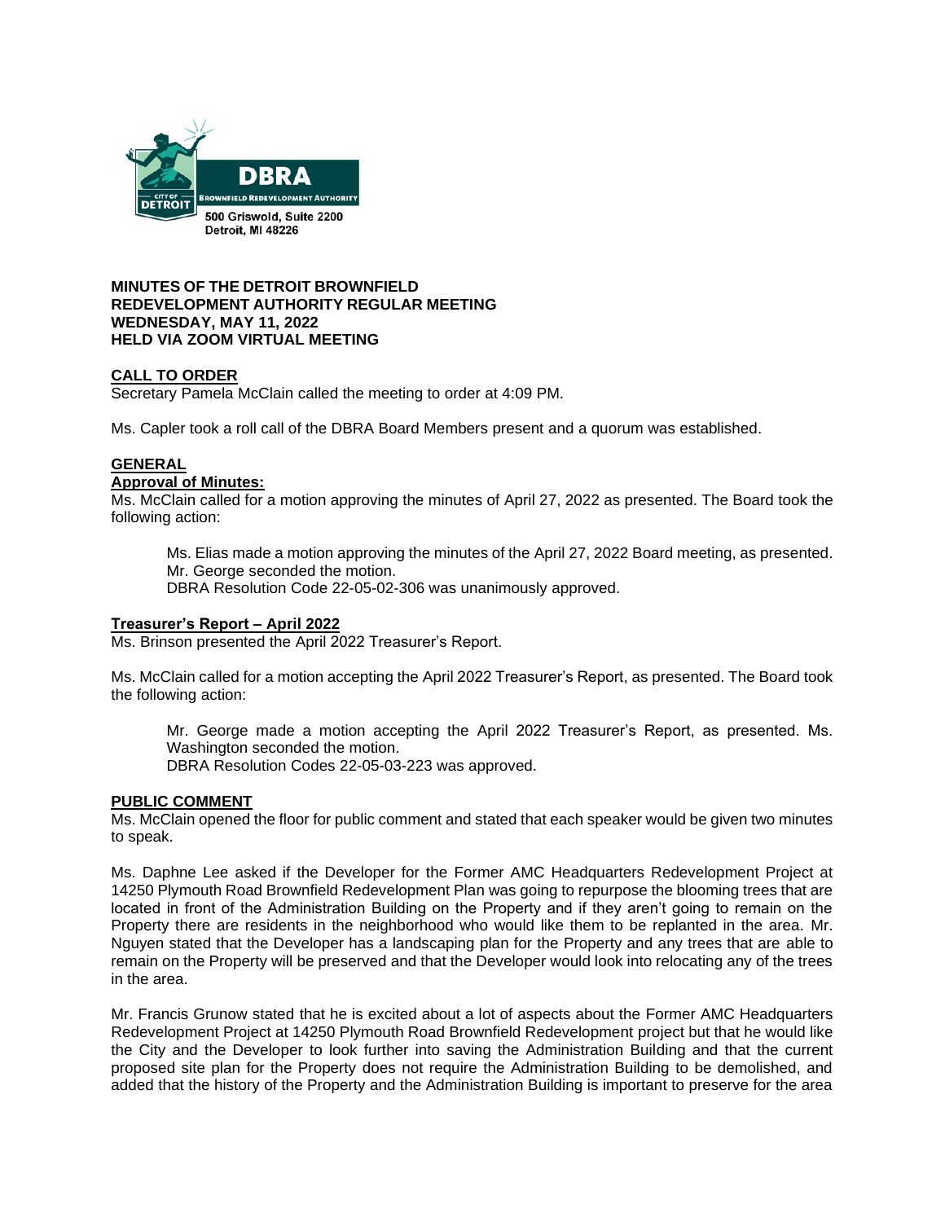DBRA

BROWNFIELD REDEVELOPMENT AUTHORITY

CITY OF DETROIT

500 Griswold, Suite 2200
Detroit, MI 48226

**MINUTES OF THE DETROIT BROWNFIELD REDEVELOPMENT AUTHORITY REGULAR MEETING**
**WEDNESDAY, MAY 11, 2022**
**HELD VIA ZOOM VIRTUAL MEETING**

**CALL TO ORDER**

Secretary Pamela McClain called the meeting to order at 4:09 PM.

Ms. Capler took a roll call of the DBRA Board Members present and a quorum was established.

**GENERAL**

**Approval of Minutes:**

Ms. McClain called for a motion approving the minutes of April 27, 2022 as presented. The Board took the following action:

> Ms. Elias made a motion approving the minutes of the April 27, 2022 Board meeting, as presented. Mr. George seconded the motion.
> DBRA Resolution Code 22-05-02-306 was unanimously approved.

**Treasurer's Report – April 2022**

Ms. Brinson presented the April 2022 Treasurer's Report.

Ms. McClain called for a motion accepting the April 2022 Treasurer's Report, as presented. The Board took the following action:

> Mr. George made a motion accepting the April 2022 Treasurer's Report, as presented. Ms. Washington seconded the motion.
> DBRA Resolution Codes 22-05-03-223 was approved.

**PUBLIC COMMENT**

Ms. McClain opened the floor for public comment and stated that each speaker would be given two minutes to speak.

Ms. Daphne Lee asked if the Developer for the Former AMC Headquarters Redevelopment Project at 14250 Plymouth Road Brownfield Redevelopment Plan was going to repurpose the blooming trees that are located in front of the Administration Building on the Property and if they aren't going to remain on the Property there are residents in the neighborhood who would like them to be replanted in the area. Mr. Nguyen stated that the Developer has a landscaping plan for the Property and any trees that are able to remain on the Property will be preserved and that the Developer would look into relocating any of the trees in the area.

Mr. Francis Grunow stated that he is excited about a lot of aspects about the Former AMC Headquarters Redevelopment Project at 14250 Plymouth Road Brownfield Redevelopment project but that he would like the City and the Developer to look further into saving the Administration Building and that the current proposed site plan for the Property does not require the Administration Building to be demolished, and added that the history of the Property and the Administration Building is important to preserve for the area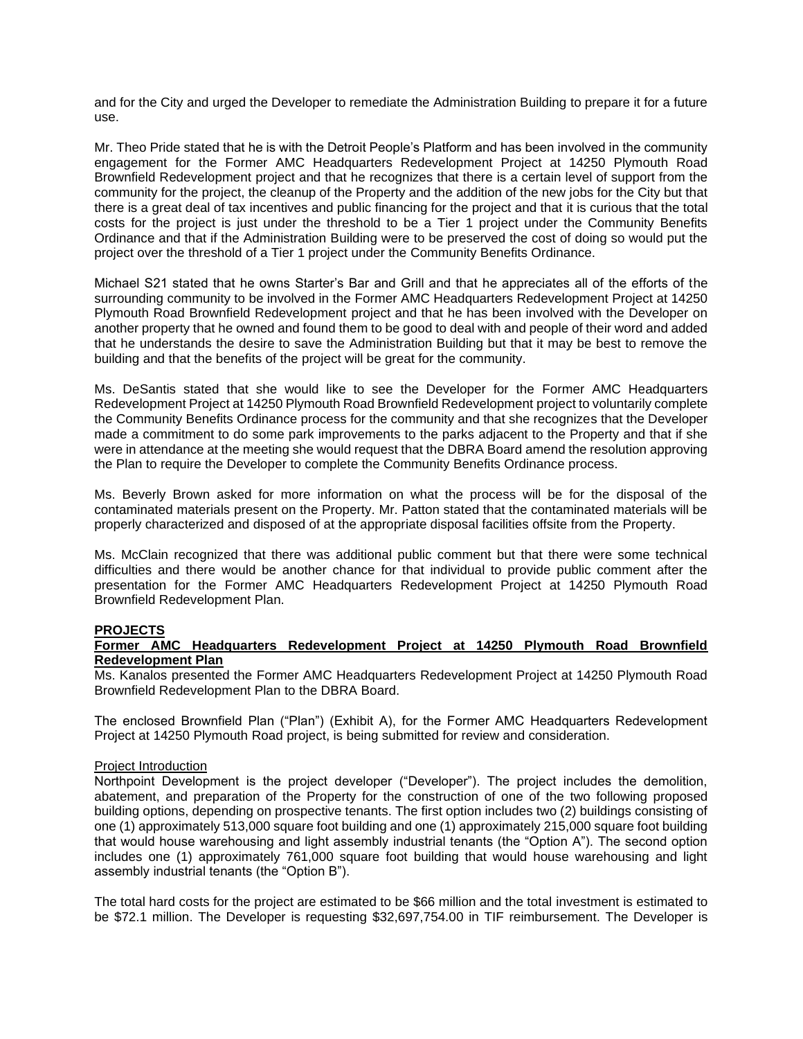and for the City and urged the Developer to remediate the Administration Building to prepare it for a future use.

Mr. Theo Pride stated that he is with the Detroit People's Platform and has been involved in the community engagement for the Former AMC Headquarters Redevelopment Project at 14250 Plymouth Road Brownfield Redevelopment project and that he recognizes that there is a certain level of support from the community for the project, the cleanup of the Property and the addition of the new jobs for the City but that there is a great deal of tax incentives and public financing for the project and that it is curious that the total costs for the project is just under the threshold to be a Tier 1 project under the Community Benefits Ordinance and that if the Administration Building were to be preserved the cost of doing so would put the project over the threshold of a Tier 1 project under the Community Benefits Ordinance.

Michael S21 stated that he owns Starter's Bar and Grill and that he appreciates all of the efforts of the surrounding community to be involved in the Former AMC Headquarters Redevelopment Project at 14250 Plymouth Road Brownfield Redevelopment project and that he has been involved with the Developer on another property that he owned and found them to be good to deal with and people of their word and added that he understands the desire to save the Administration Building but that it may be best to remove the building and that the benefits of the project will be great for the community.

Ms. DeSantis stated that she would like to see the Developer for the Former AMC Headquarters Redevelopment Project at 14250 Plymouth Road Brownfield Redevelopment project to voluntarily complete the Community Benefits Ordinance process for the community and that she recognizes that the Developer made a commitment to do some park improvements to the parks adjacent to the Property and that if she were in attendance at the meeting she would request that the DBRA Board amend the resolution approving the Plan to require the Developer to complete the Community Benefits Ordinance process.

Ms. Beverly Brown asked for more information on what the process will be for the disposal of the contaminated materials present on the Property. Mr. Patton stated that the contaminated materials will be properly characterized and disposed of at the appropriate disposal facilities offsite from the Property.

Ms. McClain recognized that there was additional public comment but that there were some technical difficulties and there would be another chance for that individual to provide public comment after the presentation for the Former AMC Headquarters Redevelopment Project at 14250 Plymouth Road Brownfield Redevelopment Plan.

**PROJECTS**

**Former AMC Headquarters Redevelopment Project at 14250 Plymouth Road Brownfield Redevelopment Plan**

Ms. Kanalos presented the Former AMC Headquarters Redevelopment Project at 14250 Plymouth Road Brownfield Redevelopment Plan to the DBRA Board.

The enclosed Brownfield Plan ("Plan") (Exhibit A), for the Former AMC Headquarters Redevelopment Project at 14250 Plymouth Road project, is being submitted for review and consideration.

Project Introduction

Northpoint Development is the project developer ("Developer"). The project includes the demolition, abatement, and preparation of the Property for the construction of one of the two following proposed building options, depending on prospective tenants. The first option includes two (2) buildings consisting of one (1) approximately 513,000 square foot building and one (1) approximately 215,000 square foot building that would house warehousing and light assembly industrial tenants (the "Option A"). The second option includes one (1) approximately 761,000 square foot building that would house warehousing and light assembly industrial tenants (the "Option B").

The total hard costs for the project are estimated to be $66 million and the total investment is estimated to be $72.1 million. The Developer is requesting $32,697,754.00 in TIF reimbursement. The Developer is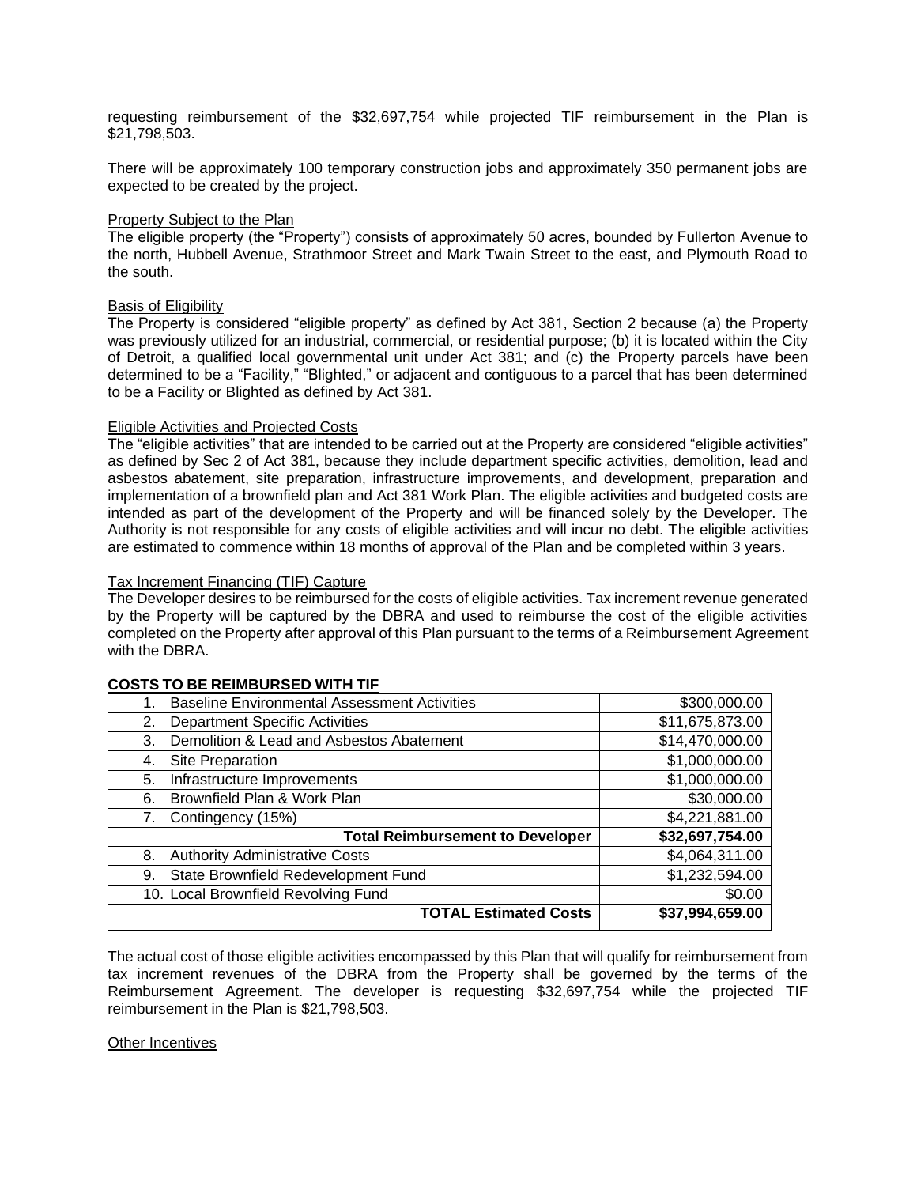requesting reimbursement of the $32,697,754 while projected TIF reimbursement in the Plan is $21,798,503.

There will be approximately 100 temporary construction jobs and approximately 350 permanent jobs are expected to be created by the project.

<u>Property Subject to the Plan</u>

The eligible property (the "Property") consists of approximately 50 acres, bounded by Fullerton Avenue to the north, Hubbell Avenue, Strathmoor Street and Mark Twain Street to the east, and Plymouth Road to the south.

<u>Basis of Eligibility</u>

The Property is considered "eligible property" as defined by Act 381, Section 2 because (a) the Property was previously utilized for an industrial, commercial, or residential purpose; (b) it is located within the City of Detroit, a qualified local governmental unit under Act 381; and (c) the Property parcels have been determined to be a "Facility," "Blighted," or adjacent and contiguous to a parcel that has been determined to be a Facility or Blighted as defined by Act 381.

<u>Eligible Activities and Projected Costs</u>

The "eligible activities" that are intended to be carried out at the Property are considered "eligible activities" as defined by Sec 2 of Act 381, because they include department specific activities, demolition, lead and asbestos abatement, site preparation, infrastructure improvements, and development, preparation and implementation of a brownfield plan and Act 381 Work Plan. The eligible activities and budgeted costs are intended as part of the development of the Property and will be financed solely by the Developer. The Authority is not responsible for any costs of eligible activities and will incur no debt. The eligible activities are estimated to commence within 18 months of approval of the Plan and be completed within 3 years.

<u>Tax Increment Financing (TIF) Capture</u>

The Developer desires to be reimbursed for the costs of eligible activities. Tax increment revenue generated by the Property will be captured by the DBRA and used to reimburse the cost of the eligible activities completed on the Property after approval of this Plan pursuant to the terms of a Reimbursement Agreement with the DBRA.

**COSTS TO BE REIMBURSED WITH TIF**

| | |
|---|---:|
| 1. Baseline Environmental Assessment Activities | $300,000.00 |
| 2. Department Specific Activities | $11,675,873.00 |
| 3. Demolition & Lead and Asbestos Abatement | $14,470,000.00 |
| 4. Site Preparation | $1,000,000.00 |
| 5. Infrastructure Improvements | $1,000,000.00 |
| 6. Brownfield Plan & Work Plan | $30,000.00 |
| 7. Contingency (15%) | $4,221,881.00 |
| **Total Reimbursement to Developer** | **$32,697,754.00** |
| 8. Authority Administrative Costs | $4,064,311.00 |
| 9. State Brownfield Redevelopment Fund | $1,232,594.00 |
| 10. Local Brownfield Revolving Fund | $0.00 |
| **TOTAL Estimated Costs** | **$37,994,659.00** |

The actual cost of those eligible activities encompassed by this Plan that will qualify for reimbursement from tax increment revenues of the DBRA from the Property shall be governed by the terms of the Reimbursement Agreement. The developer is requesting $32,697,754 while the projected TIF reimbursement in the Plan is $21,798,503.

<u>Other Incentives</u>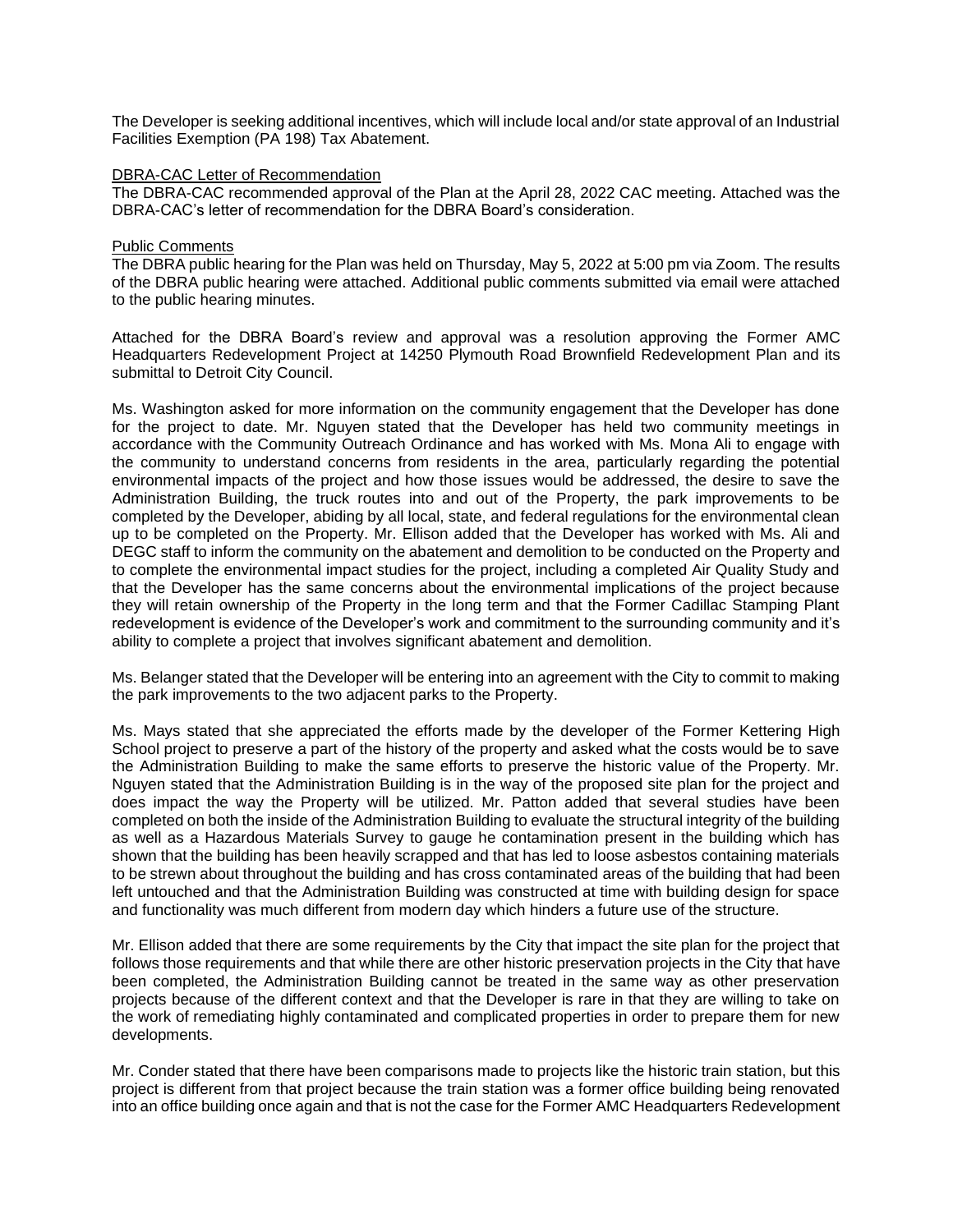The Developer is seeking additional incentives, which will include local and/or state approval of an Industrial Facilities Exemption (PA 198) Tax Abatement.

DBRA-CAC Letter of Recommendation

The DBRA-CAC recommended approval of the Plan at the April 28, 2022 CAC meeting. Attached was the DBRA-CAC's letter of recommendation for the DBRA Board's consideration.

Public Comments

The DBRA public hearing for the Plan was held on Thursday, May 5, 2022 at 5:00 pm via Zoom. The results of the DBRA public hearing were attached. Additional public comments submitted via email were attached to the public hearing minutes.

Attached for the DBRA Board's review and approval was a resolution approving the Former AMC Headquarters Redevelopment Project at 14250 Plymouth Road Brownfield Redevelopment Plan and its submittal to Detroit City Council.

Ms. Washington asked for more information on the community engagement that the Developer has done for the project to date. Mr. Nguyen stated that the Developer has held two community meetings in accordance with the Community Outreach Ordinance and has worked with Ms. Mona Ali to engage with the community to understand concerns from residents in the area, particularly regarding the potential environmental impacts of the project and how those issues would be addressed, the desire to save the Administration Building, the truck routes into and out of the Property, the park improvements to be completed by the Developer, abiding by all local, state, and federal regulations for the environmental clean up to be completed on the Property. Mr. Ellison added that the Developer has worked with Ms. Ali and DEGC staff to inform the community on the abatement and demolition to be conducted on the Property and to complete the environmental impact studies for the project, including a completed Air Quality Study and that the Developer has the same concerns about the environmental implications of the project because they will retain ownership of the Property in the long term and that the Former Cadillac Stamping Plant redevelopment is evidence of the Developer's work and commitment to the surrounding community and it's ability to complete a project that involves significant abatement and demolition.

Ms. Belanger stated that the Developer will be entering into an agreement with the City to commit to making the park improvements to the two adjacent parks to the Property.

Ms. Mays stated that she appreciated the efforts made by the developer of the Former Kettering High School project to preserve a part of the history of the property and asked what the costs would be to save the Administration Building to make the same efforts to preserve the historic value of the Property. Mr. Nguyen stated that the Administration Building is in the way of the proposed site plan for the project and does impact the way the Property will be utilized. Mr. Patton added that several studies have been completed on both the inside of the Administration Building to evaluate the structural integrity of the building as well as a Hazardous Materials Survey to gauge he contamination present in the building which has shown that the building has been heavily scrapped and that has led to loose asbestos containing materials to be strewn about throughout the building and has cross contaminated areas of the building that had been left untouched and that the Administration Building was constructed at time with building design for space and functionality was much different from modern day which hinders a future use of the structure.

Mr. Ellison added that there are some requirements by the City that impact the site plan for the project that follows those requirements and that while there are other historic preservation projects in the City that have been completed, the Administration Building cannot be treated in the same way as other preservation projects because of the different context and that the Developer is rare in that they are willing to take on the work of remediating highly contaminated and complicated properties in order to prepare them for new developments.

Mr. Conder stated that there have been comparisons made to projects like the historic train station, but this project is different from that project because the train station was a former office building being renovated into an office building once again and that is not the case for the Former AMC Headquarters Redevelopment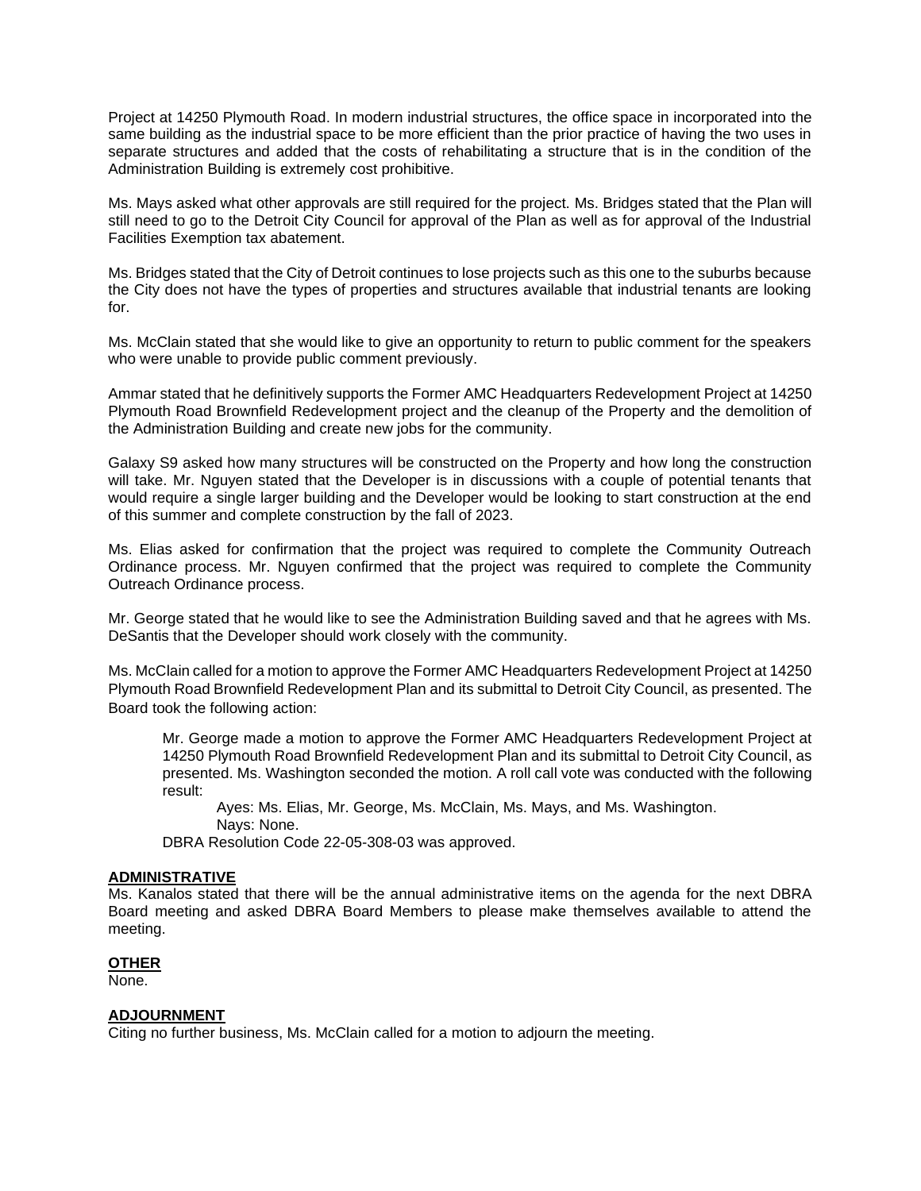Project at 14250 Plymouth Road. In modern industrial structures, the office space in incorporated into the same building as the industrial space to be more efficient than the prior practice of having the two uses in separate structures and added that the costs of rehabilitating a structure that is in the condition of the Administration Building is extremely cost prohibitive.

Ms. Mays asked what other approvals are still required for the project. Ms. Bridges stated that the Plan will still need to go to the Detroit City Council for approval of the Plan as well as for approval of the Industrial Facilities Exemption tax abatement.

Ms. Bridges stated that the City of Detroit continues to lose projects such as this one to the suburbs because the City does not have the types of properties and structures available that industrial tenants are looking for.

Ms. McClain stated that she would like to give an opportunity to return to public comment for the speakers who were unable to provide public comment previously.

Ammar stated that he definitively supports the Former AMC Headquarters Redevelopment Project at 14250 Plymouth Road Brownfield Redevelopment project and the cleanup of the Property and the demolition of the Administration Building and create new jobs for the community.

Galaxy S9 asked how many structures will be constructed on the Property and how long the construction will take. Mr. Nguyen stated that the Developer is in discussions with a couple of potential tenants that would require a single larger building and the Developer would be looking to start construction at the end of this summer and complete construction by the fall of 2023.

Ms. Elias asked for confirmation that the project was required to complete the Community Outreach Ordinance process. Mr. Nguyen confirmed that the project was required to complete the Community Outreach Ordinance process.

Mr. George stated that he would like to see the Administration Building saved and that he agrees with Ms. DeSantis that the Developer should work closely with the community.

Ms. McClain called for a motion to approve the Former AMC Headquarters Redevelopment Project at 14250 Plymouth Road Brownfield Redevelopment Plan and its submittal to Detroit City Council, as presented. The Board took the following action:

> Mr. George made a motion to approve the Former AMC Headquarters Redevelopment Project at 14250 Plymouth Road Brownfield Redevelopment Plan and its submittal to Detroit City Council, as presented. Ms. Washington seconded the motion. A roll call vote was conducted with the following result:
>
> Ayes: Ms. Elias, Mr. George, Ms. McClain, Ms. Mays, and Ms. Washington.
> Nays: None.
>
> DBRA Resolution Code 22-05-308-03 was approved.

**ADMINISTRATIVE**

Ms. Kanalos stated that there will be the annual administrative items on the agenda for the next DBRA Board meeting and asked DBRA Board Members to please make themselves available to attend the meeting.

**OTHER**

None.

**ADJOURNMENT**

Citing no further business, Ms. McClain called for a motion to adjourn the meeting.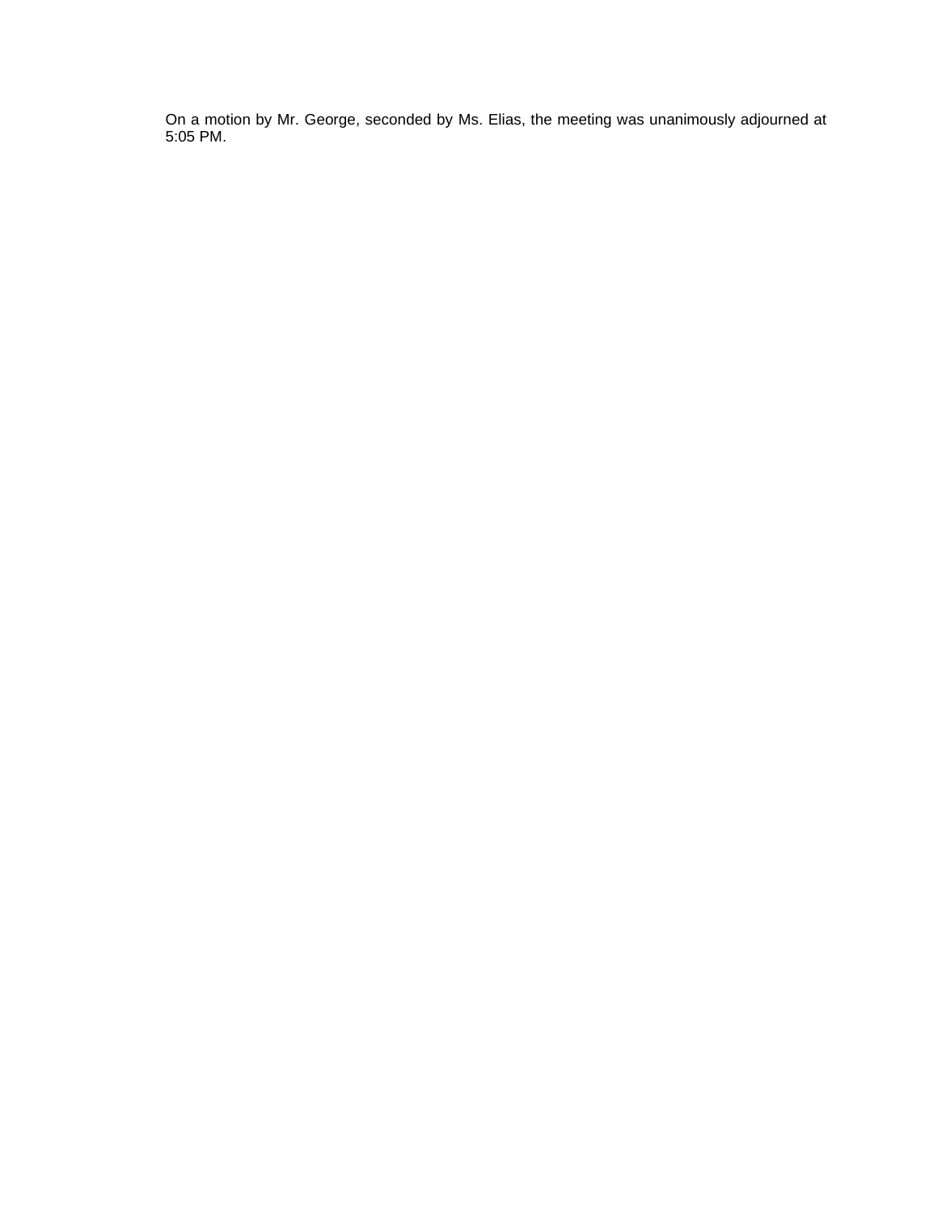On a motion by Mr. George, seconded by Ms. Elias, the meeting was unanimously adjourned at 5:05 PM.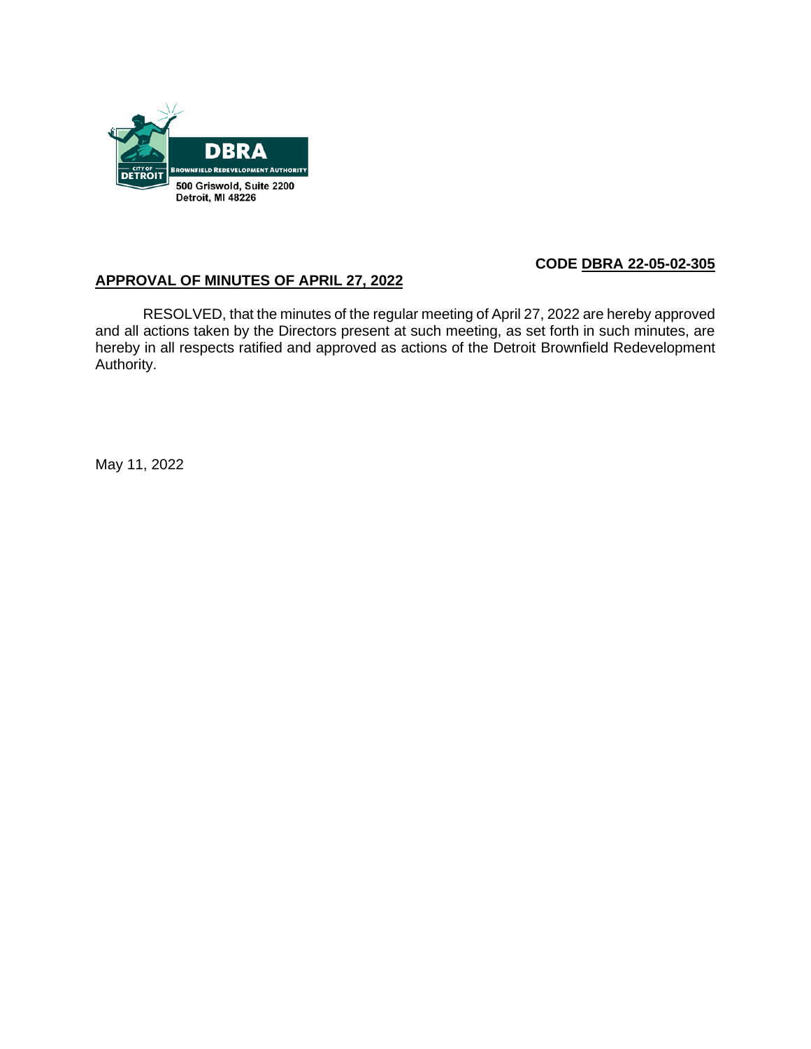DBRA
BROWNFIELD REDEVELOPMENT AUTHORITY
CITY OF DETROIT
500 Griswold, Suite 2200
Detroit, MI 48226

**CODE DBRA 22-05-02-305**

**APPROVAL OF MINUTES OF APRIL 27, 2022**

RESOLVED, that the minutes of the regular meeting of April 27, 2022 are hereby approved and all actions taken by the Directors present at such meeting, as set forth in such minutes, are hereby in all respects ratified and approved as actions of the Detroit Brownfield Redevelopment Authority.

May 11, 2022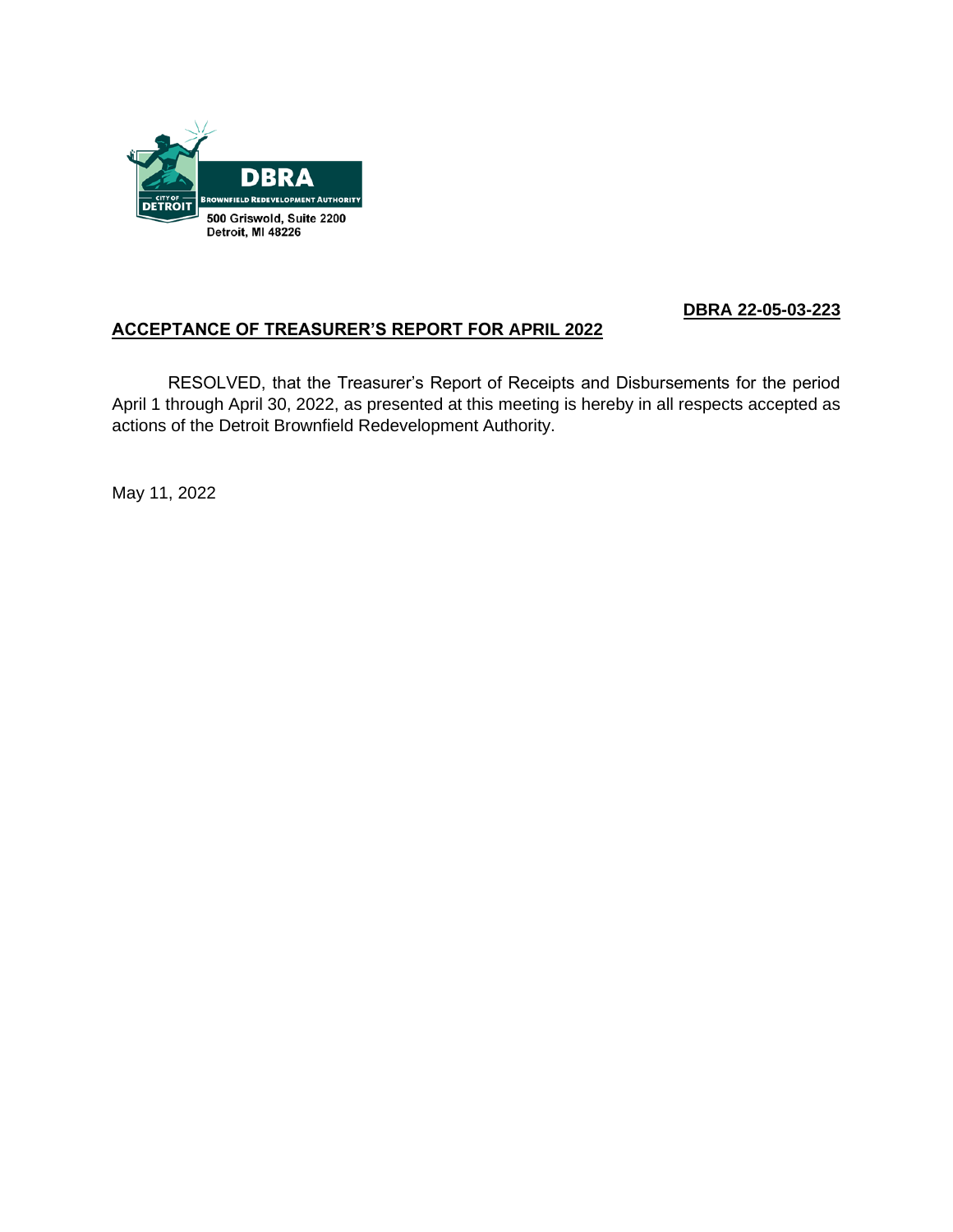DBRA
BROWNFIELD REDEVELOPMENT AUTHORITY
500 Griswold, Suite 2200
Detroit, MI 48226

**DBRA 22-05-03-223**

**ACCEPTANCE OF TREASURER'S REPORT FOR APRIL 2022**

RESOLVED, that the Treasurer's Report of Receipts and Disbursements for the period April 1 through April 30, 2022, as presented at this meeting is hereby in all respects accepted as actions of the Detroit Brownfield Redevelopment Authority.

May 11, 2022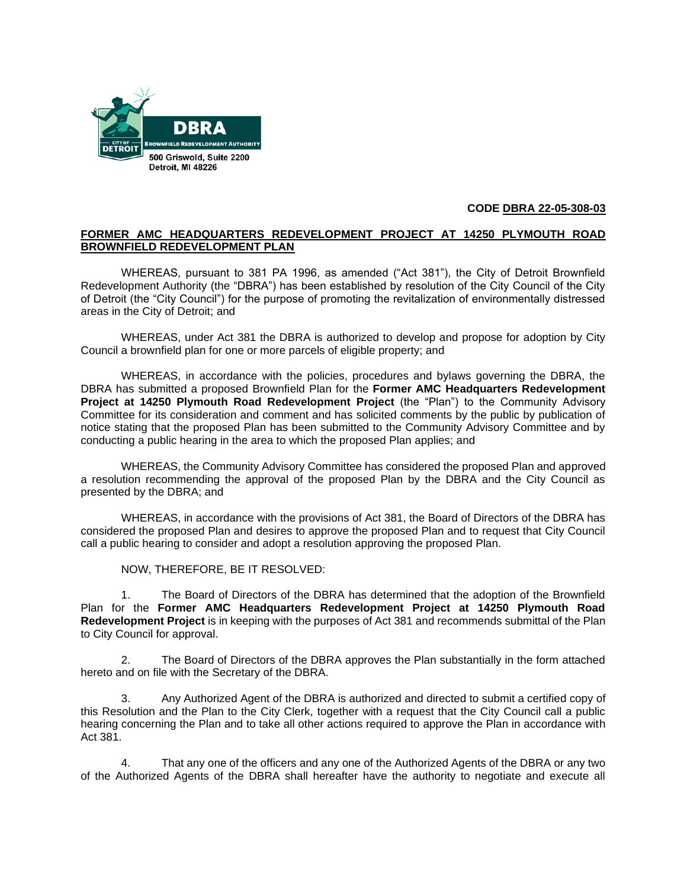DBRA
BROWNFIELD REDEVELOPMENT AUTHORITY
CITY OF DETROIT
500 Griswold, Suite 2200
Detroit, MI 48226

**CODE DBRA 22-05-308-03**

**FORMER AMC HEADQUARTERS REDEVELOPMENT PROJECT AT 14250 PLYMOUTH ROAD BROWNFIELD REDEVELOPMENT PLAN**

WHEREAS, pursuant to 381 PA 1996, as amended ("Act 381"), the City of Detroit Brownfield Redevelopment Authority (the "DBRA") has been established by resolution of the City Council of the City of Detroit (the "City Council") for the purpose of promoting the revitalization of environmentally distressed areas in the City of Detroit; and

WHEREAS, under Act 381 the DBRA is authorized to develop and propose for adoption by City Council a brownfield plan for one or more parcels of eligible property; and

WHEREAS, in accordance with the policies, procedures and bylaws governing the DBRA, the DBRA has submitted a proposed Brownfield Plan for the **Former AMC Headquarters Redevelopment Project at 14250 Plymouth Road Redevelopment Project** (the "Plan") to the Community Advisory Committee for its consideration and comment and has solicited comments by the public by publication of notice stating that the proposed Plan has been submitted to the Community Advisory Committee and by conducting a public hearing in the area to which the proposed Plan applies; and

WHEREAS, the Community Advisory Committee has considered the proposed Plan and approved a resolution recommending the approval of the proposed Plan by the DBRA and the City Council as presented by the DBRA; and

WHEREAS, in accordance with the provisions of Act 381, the Board of Directors of the DBRA has considered the proposed Plan and desires to approve the proposed Plan and to request that City Council call a public hearing to consider and adopt a resolution approving the proposed Plan.

NOW, THEREFORE, BE IT RESOLVED:

1. The Board of Directors of the DBRA has determined that the adoption of the Brownfield Plan for the **Former AMC Headquarters Redevelopment Project at 14250 Plymouth Road Redevelopment Project** is in keeping with the purposes of Act 381 and recommends submittal of the Plan to City Council for approval.

2. The Board of Directors of the DBRA approves the Plan substantially in the form attached hereto and on file with the Secretary of the DBRA.

3. Any Authorized Agent of the DBRA is authorized and directed to submit a certified copy of this Resolution and the Plan to the City Clerk, together with a request that the City Council call a public hearing concerning the Plan and to take all other actions required to approve the Plan in accordance with Act 381.

4. That any one of the officers and any one of the Authorized Agents of the DBRA or any two of the Authorized Agents of the DBRA shall hereafter have the authority to negotiate and execute all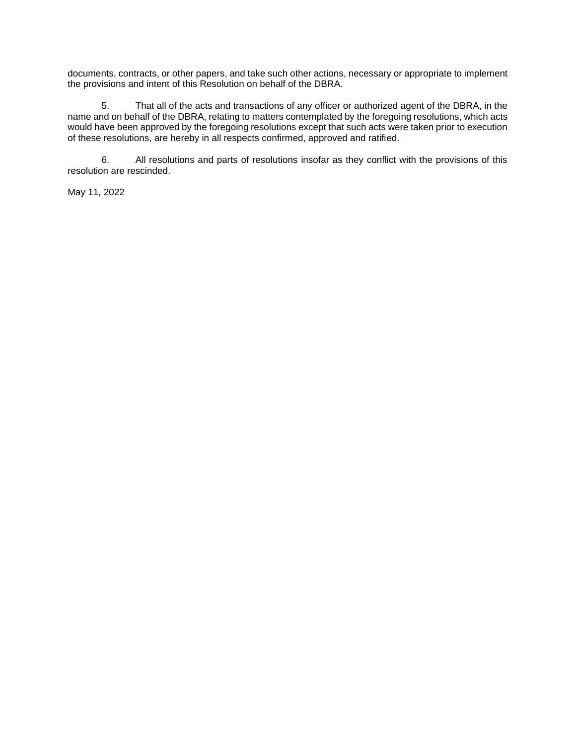documents, contracts, or other papers, and take such other actions, necessary or appropriate to implement the provisions and intent of this Resolution on behalf of the DBRA.

5. That all of the acts and transactions of any officer or authorized agent of the DBRA, in the name and on behalf of the DBRA, relating to matters contemplated by the foregoing resolutions, which acts would have been approved by the foregoing resolutions except that such acts were taken prior to execution of these resolutions, are hereby in all respects confirmed, approved and ratified.

6. All resolutions and parts of resolutions insofar as they conflict with the provisions of this resolution are rescinded.

May 11, 2022